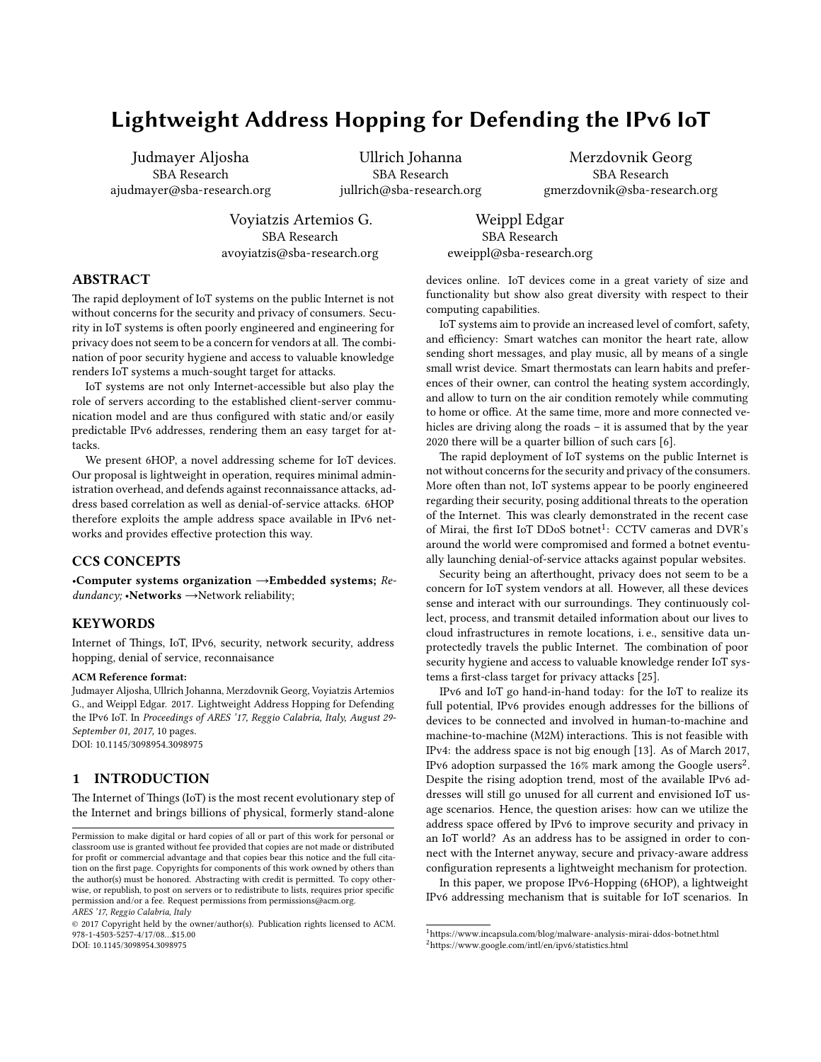# Lightweight Address Hopping for Defending the IPv6 IoT

Judmayer Aljosha
SBA Research
ajudmayer@sba-research.org

Ullrich Johanna
SBA Research
jullrich@sba-research.org

Merzdovnik Georg
SBA Research
gmerzdovnik@sba-research.org

Voyiatzis Artemios G.
SBA Research
avoyiatzis@sba-research.org

Weippl Edgar
SBA Research
eweippl@sba-research.org

## ABSTRACT

The rapid deployment of IoT systems on the public Internet is not without concerns for the security and privacy of consumers. Security in IoT systems is often poorly engineered and engineering for privacy does not seem to be a concern for vendors at all. The combination of poor security hygiene and access to valuable knowledge renders IoT systems a much-sought target for attacks.

IoT systems are not only Internet-accessible but also play the role of servers according to the established client-server communication model and are thus configured with static and/or easily predictable IPv6 addresses, rendering them an easy target for attacks.

We present 6HOP, a novel addressing scheme for IoT devices. Our proposal is lightweight in operation, requires minimal administration overhead, and defends against reconnaissance attacks, address based correlation as well as denial-of-service attacks. 6HOP therefore exploits the ample address space available in IPv6 networks and provides effective protection this way.

## CCS CONCEPTS

•**Computer systems organization** →**Embedded systems;** *Redundancy;* •**Networks** →Network reliability;

## KEYWORDS

Internet of Things, IoT, IPv6, security, network security, address hopping, denial of service, reconnaisance

**ACM Reference format:**
Judmayer Aljosha, Ullrich Johanna, Merzdovnik Georg, Voyiatzis Artemios G., and Weippl Edgar. 2017. Lightweight Address Hopping for Defending the IPv6 IoT. In *Proceedings of ARES '17, Reggio Calabria, Italy, August 29-September 01, 2017,* 10 pages.
DOI: 10.1145/3098954.3098975

## 1 INTRODUCTION

The Internet of Things (IoT) is the most recent evolutionary step of the Internet and brings billions of physical, formerly stand-alone devices online. IoT devices come in a great variety of size and functionality but show also great diversity with respect to their computing capabilities.

IoT systems aim to provide an increased level of comfort, safety, and efficiency: Smart watches can monitor the heart rate, allow sending short messages, and play music, all by means of a single small wrist device. Smart thermostats can learn habits and preferences of their owner, can control the heating system accordingly, and allow to turn on the air condition remotely while commuting to home or office. At the same time, more and more connected vehicles are driving along the roads – it is assumed that by the year 2020 there will be a quarter billion of such cars [6].

The rapid deployment of IoT systems on the public Internet is not without concerns for the security and privacy of the consumers. More often than not, IoT systems appear to be poorly engineered regarding their security, posing additional threats to the operation of the Internet. This was clearly demonstrated in the recent case of Mirai, the first IoT DDoS botnet[1]: CCTV cameras and DVR's around the world were compromised and formed a botnet eventually launching denial-of-service attacks against popular websites.

Security being an afterthought, privacy does not seem to be a concern for IoT system vendors at all. However, all these devices sense and interact with our surroundings. They continuously collect, process, and transmit detailed information about our lives to cloud infrastructures in remote locations, i. e., sensitive data unprotectedly travels the public Internet. The combination of poor security hygiene and access to valuable knowledge render IoT systems a first-class target for privacy attacks [25].

IPv6 and IoT go hand-in-hand today: for the IoT to realize its full potential, IPv6 provides enough addresses for the billions of devices to be connected and involved in human-to-machine and machine-to-machine (M2M) interactions. This is not feasible with IPv4: the address space is not big enough [13]. As of March 2017, IPv6 adoption surpassed the 16% mark among the Google users[2]. Despite the rising adoption trend, most of the available IPv6 addresses will still go unused for all current and envisioned IoT usage scenarios. Hence, the question arises: how can we utilize the address space offered by IPv6 to improve security and privacy in an IoT world? As an address has to be assigned in order to connect with the Internet anyway, secure and privacy-aware address configuration represents a lightweight mechanism for protection.

In this paper, we propose IPv6-Hopping (6HOP), a lightweight IPv6 addressing mechanism that is suitable for IoT scenarios. In

---

Permission to make digital or hard copies of all or part of this work for personal or classroom use is granted without fee provided that copies are not made or distributed for profit or commercial advantage and that copies bear this notice and the full citation on the first page. Copyrights for components of this work owned by others than the author(s) must be honored. Abstracting with credit is permitted. To copy otherwise, or republish, to post on servers or to redistribute to lists, requires prior specific permission and/or a fee. Request permissions from permissions@acm.org.
*ARES '17, Reggio Calabria, Italy*
© 2017 Copyright held by the owner/author(s). Publication rights licensed to ACM. 978-1-4503-5257-4/17/08...$15.00
DOI: 10.1145/3098954.3098975

[1] https://www.incapsula.com/blog/malware-analysis-mirai-ddos-botnet.html
[2] https://www.google.com/intl/en/ipv6/statistics.html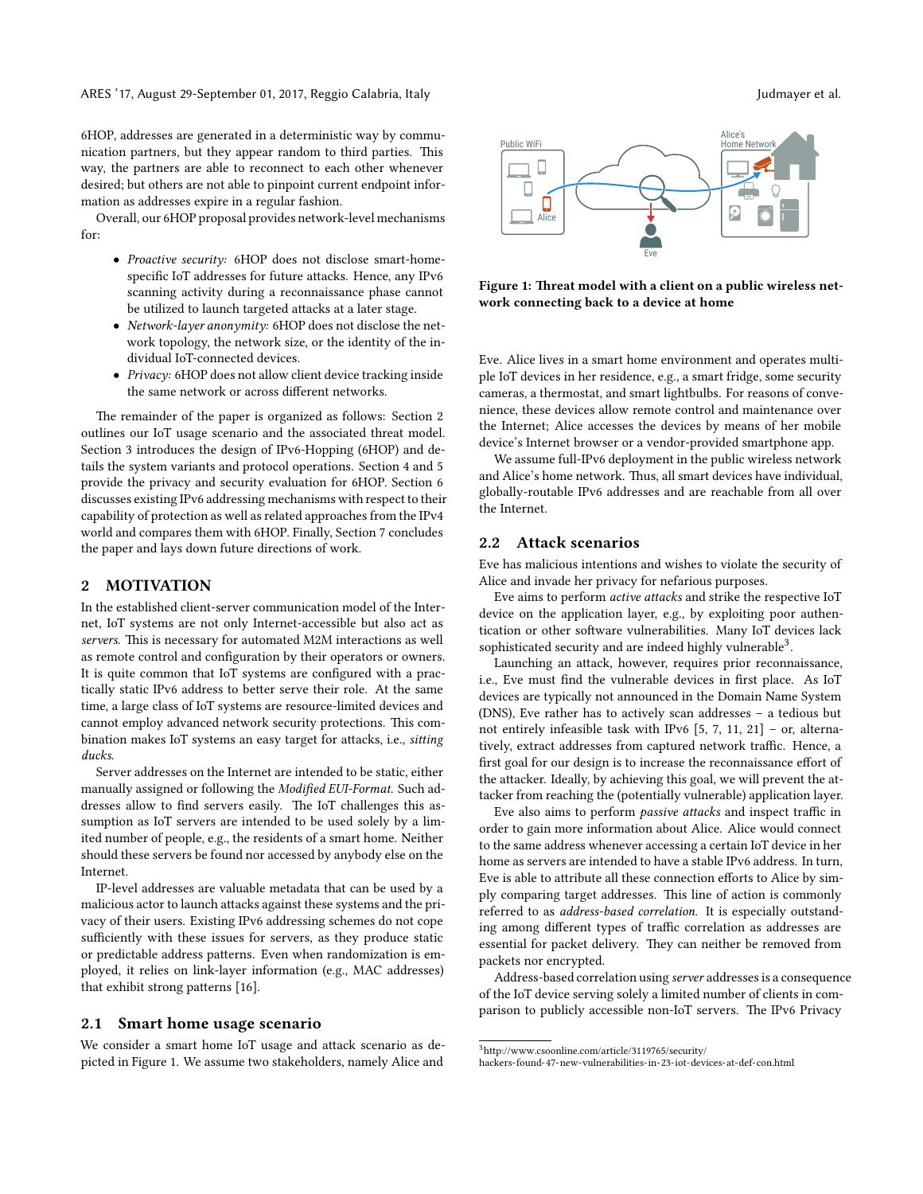6HOP, addresses are generated in a deterministic way by communication partners, but they appear random to third parties. This way, the partners are able to reconnect to each other whenever desired; but others are not able to pinpoint current endpoint information as addresses expire in a regular fashion.

Overall, our 6HOP proposal provides network-level mechanisms for:

- *Proactive security:* 6HOP does not disclose smart-home-specific IoT addresses for future attacks. Hence, any IPv6 scanning activity during a reconnaissance phase cannot be utilized to launch targeted attacks at a later stage.
- *Network-layer anonymity:* 6HOP does not disclose the network topology, the network size, or the identity of the individual IoT-connected devices.
- *Privacy:* 6HOP does not allow client device tracking inside the same network or across different networks.

The remainder of the paper is organized as follows: Section 2 outlines our IoT usage scenario and the associated threat model. Section 3 introduces the design of IPv6-Hopping (6HOP) and details the system variants and protocol operations. Section 4 and 5 provide the privacy and security evaluation for 6HOP. Section 6 discusses existing IPv6 addressing mechanisms with respect to their capability of protection as well as related approaches from the IPv4 world and compares them with 6HOP. Finally, Section 7 concludes the paper and lays down future directions of work.

## 2 MOTIVATION

In the established client-server communication model of the Internet, IoT systems are not only Internet-accessible but also act as *servers*. This is necessary for automated M2M interactions as well as remote control and configuration by their operators or owners. It is quite common that IoT systems are configured with a practically static IPv6 address to better serve their role. At the same time, a large class of IoT systems are resource-limited devices and cannot employ advanced network security protections. This combination makes IoT systems an easy target for attacks, i.e., *sitting ducks*.

Server addresses on the Internet are intended to be static, either manually assigned or following the *Modified EUI-Format*. Such addresses allow to find servers easily. The IoT challenges this assumption as IoT servers are intended to be used solely by a limited number of people, e.g., the residents of a smart home. Neither should these servers be found nor accessed by anybody else on the Internet.

IP-level addresses are valuable metadata that can be used by a malicious actor to launch attacks against these systems and the privacy of their users. Existing IPv6 addressing schemes do not cope sufficiently with these issues for servers, as they produce static or predictable address patterns. Even when randomization is employed, it relies on link-layer information (e.g., MAC addresses) that exhibit strong patterns [16].

### 2.1 Smart home usage scenario

We consider a smart home IoT usage and attack scenario as depicted in Figure 1. We assume two stakeholders, namely Alice and Eve. Alice lives in a smart home environment and operates multiple IoT devices in her residence, e.g., a smart fridge, some security cameras, a thermostat, and smart lightbulbs. For reasons of convenience, these devices allow remote control and maintenance over the Internet; Alice accesses the devices by means of her mobile device's Internet browser or a vendor-provided smartphone app.

**Figure 1: Threat model with a client on a public wireless network connecting back to a device at home**

We assume full-IPv6 deployment in the public wireless network and Alice's home network. Thus, all smart devices have individual, globally-routable IPv6 addresses and are reachable from all over the Internet.

### 2.2 Attack scenarios

Eve has malicious intentions and wishes to violate the security of Alice and invade her privacy for nefarious purposes.

Eve aims to perform *active attacks* and strike the respective IoT device on the application layer, e.g., by exploiting poor authentication or other software vulnerabilities. Many IoT devices lack sophisticated security and are indeed highly vulnerable[3].

Launching an attack, however, requires prior reconnaissance, i.e., Eve must find the vulnerable devices in first place. As IoT devices are typically not announced in the Domain Name System (DNS), Eve rather has to actively scan addresses – a tedious but not entirely infeasible task with IPv6 [5, 7, 11, 21] – or, alternatively, extract addresses from captured network traffic. Hence, a first goal for our design is to increase the reconnaissance effort of the attacker. Ideally, by achieving this goal, we will prevent the attacker from reaching the (potentially vulnerable) application layer.

Eve also aims to perform *passive attacks* and inspect traffic in order to gain more information about Alice. Alice would connect to the same address whenever accessing a certain IoT device in her home as servers are intended to have a stable IPv6 address. In turn, Eve is able to attribute all these connection efforts to Alice by simply comparing target addresses. This line of action is commonly referred to as *address-based correlation*. It is especially outstanding among different types of traffic correlation as addresses are essential for packet delivery. They can neither be removed from packets nor encrypted.

Address-based correlation using *server* addresses is a consequence of the IoT device serving solely a limited number of clients in comparison to publicly accessible non-IoT servers. The IPv6 Privacy

[3] http://www.csoonline.com/article/3119765/security/hackers-found-47-new-vulnerabilities-in-23-iot-devices-at-def-con.html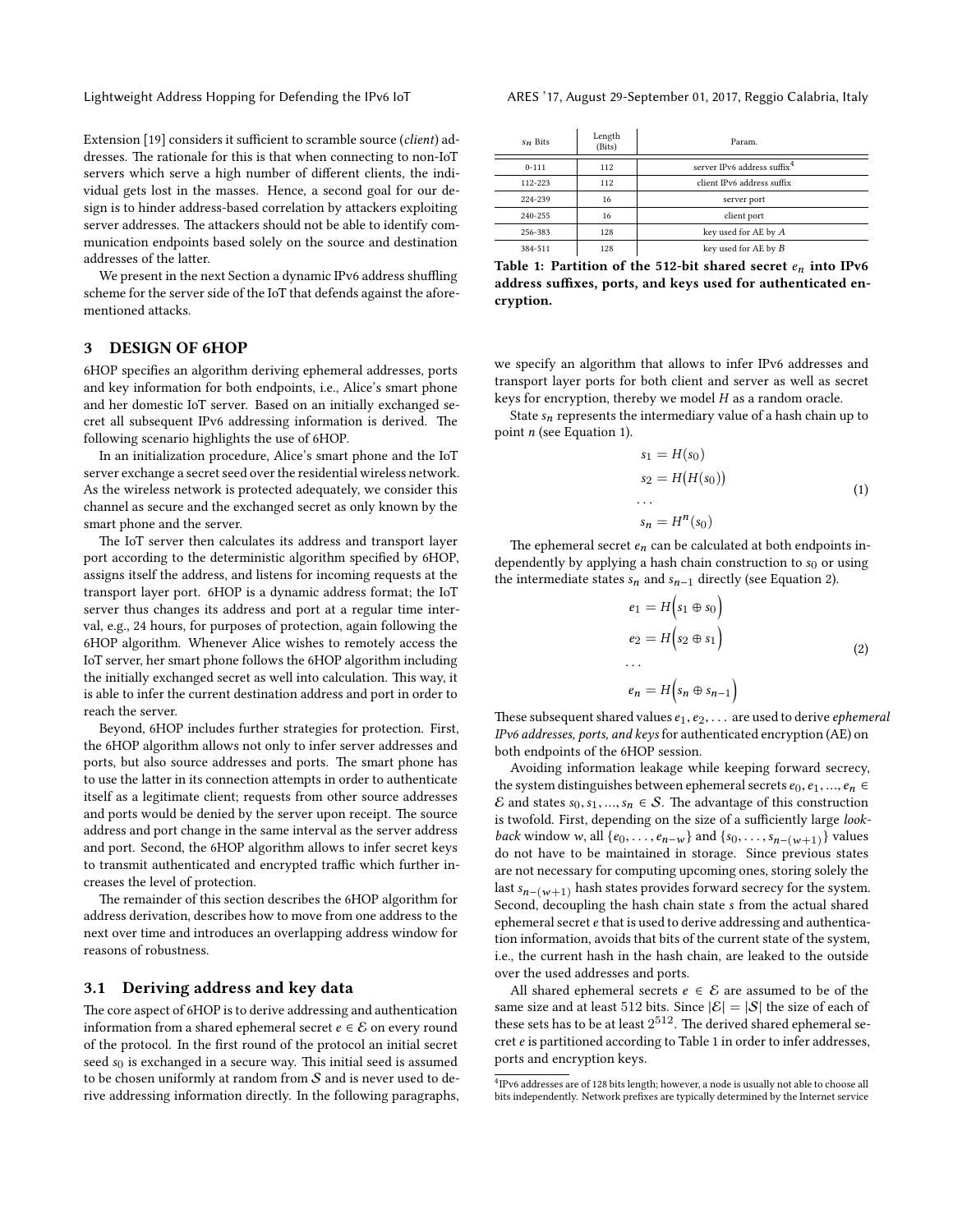Extension [19] considers it sufficient to scramble source (*client*) addresses. The rationale for this is that when connecting to non-IoT servers which serve a high number of different clients, the individual gets lost in the masses. Hence, a second goal for our design is to hinder address-based correlation by attackers exploiting server addresses. The attackers should not be able to identify communication endpoints based solely on the source and destination addresses of the latter.

We present in the next Section a dynamic IPv6 address shuffling scheme for the server side of the IoT that defends against the aforementioned attacks.

## 3 DESIGN OF 6HOP

6HOP specifies an algorithm deriving ephemeral addresses, ports and key information for both endpoints, i.e., Alice's smart phone and her domestic IoT server. Based on an initially exchanged secret all subsequent IPv6 addressing information is derived. The following scenario highlights the use of 6HOP.

In an initialization procedure, Alice's smart phone and the IoT server exchange a secret seed over the residential wireless network. As the wireless network is protected adequately, we consider this channel as secure and the exchanged secret as only known by the smart phone and the server.

The IoT server then calculates its address and transport layer port according to the deterministic algorithm specified by 6HOP, assigns itself the address, and listens for incoming requests at the transport layer port. 6HOP is a dynamic address format; the IoT server thus changes its address and port at a regular time interval, e.g., 24 hours, for purposes of protection, again following the 6HOP algorithm. Whenever Alice wishes to remotely access the IoT server, her smart phone follows the 6HOP algorithm including the initially exchanged secret as well into calculation. This way, it is able to infer the current destination address and port in order to reach the server.

Beyond, 6HOP includes further strategies for protection. First, the 6HOP algorithm allows not only to infer server addresses and ports, but also source addresses and ports. The smart phone has to use the latter in its connection attempts in order to authenticate itself as a legitimate client; requests from other source addresses and ports would be denied by the server upon receipt. The source address and port change in the same interval as the server address and port. Second, the 6HOP algorithm allows to infer secret keys to transmit authenticated and encrypted traffic which further increases the level of protection.

The remainder of this section describes the 6HOP algorithm for address derivation, describes how to move from one address to the next over time and introduces an overlapping address window for reasons of robustness.

### 3.1 Deriving address and key data

The core aspect of 6HOP is to derive addressing and authentication information from a shared ephemeral secret $e \in \mathcal{E}$ on every round of the protocol. In the first round of the protocol an initial secret seed $s_0$ is exchanged in a secure way. This initial seed is assumed to be chosen uniformly at random from $\mathcal{S}$ and is never used to derive addressing information directly. In the following paragraphs,

| $s_n$ Bits | Length (Bits) | Param. |
|---|---|---|
| 0-111 | 112 | server IPv6 address suffix[4] |
| 112-223 | 112 | client IPv6 address suffix |
| 224-239 | 16 | server port |
| 240-255 | 16 | client port |
| 256-383 | 128 | key used for AE by $A$ |
| 384-511 | 128 | key used for AE by $B$ |

**Table 1: Partition of the 512-bit shared secret $e_n$ into IPv6 address suffixes, ports, and keys used for authenticated encryption.**

we specify an algorithm that allows to infer IPv6 addresses and transport layer ports for both client and server as well as secret keys for encryption, thereby we model $H$ as a random oracle.

State $s_n$ represents the intermediary value of a hash chain up to point $n$ (see Equation 1).

$$
\begin{aligned}
s_1 &= H(s_0) \\
s_2 &= H\big(H(s_0)\big) \\
&\dots \\
s_n &= H^n(s_0)
\end{aligned}
\tag{1}
$$

The ephemeral secret $e_n$ can be calculated at both endpoints independently by applying a hash chain construction to $s_0$ or using the intermediate states $s_n$ and $s_{n-1}$ directly (see Equation 2).

$$
\begin{aligned}
e_1 &= H\Big(s_1 \oplus s_0\Big) \\
e_2 &= H\Big(s_2 \oplus s_1\Big) \\
&\dots \\
e_n &= H\Big(s_n \oplus s_{n-1}\Big)
\end{aligned}
\tag{2}
$$

These subsequent shared values $e_1, e_2, \dots$ are used to derive *ephemeral IPv6 addresses, ports, and keys* for authenticated encryption (AE) on both endpoints of the 6HOP session.

Avoiding information leakage while keeping forward secrecy, the system distinguishes between ephemeral secrets $e_0, e_1, ..., e_n \in \mathcal{E}$ and states $s_0, s_1, ..., s_n \in \mathcal{S}$. The advantage of this construction is twofold. First, depending on the size of a sufficiently large *look-back* window $w$, all $\{e_0, \dots, e_{n-w}\}$ and $\{s_0, \dots, s_{n-(w+1)}\}$ values do not have to be maintained in storage. Since previous states are not necessary for computing upcoming ones, storing solely the last $s_{n-(w+1)}$ hash states provides forward secrecy for the system. Second, decoupling the hash chain state $s$ from the actual shared ephemeral secret $e$ that is used to derive addressing and authentication information, avoids that bits of the current state of the system, i.e., the current hash in the hash chain, are leaked to the outside over the used addresses and ports.

All shared ephemeral secrets $e \in \mathcal{E}$ are assumed to be of the same size and at least 512 bits. Since $|\mathcal{E}| = |\mathcal{S}|$ the size of each of these sets has to be at least $2^{512}$. The derived shared ephemeral secret $e$ is partitioned according to Table 1 in order to infer addresses, ports and encryption keys.

[4] IPv6 addresses are of 128 bits length; however, a node is usually not able to choose all bits independently. Network prefixes are typically determined by the Internet service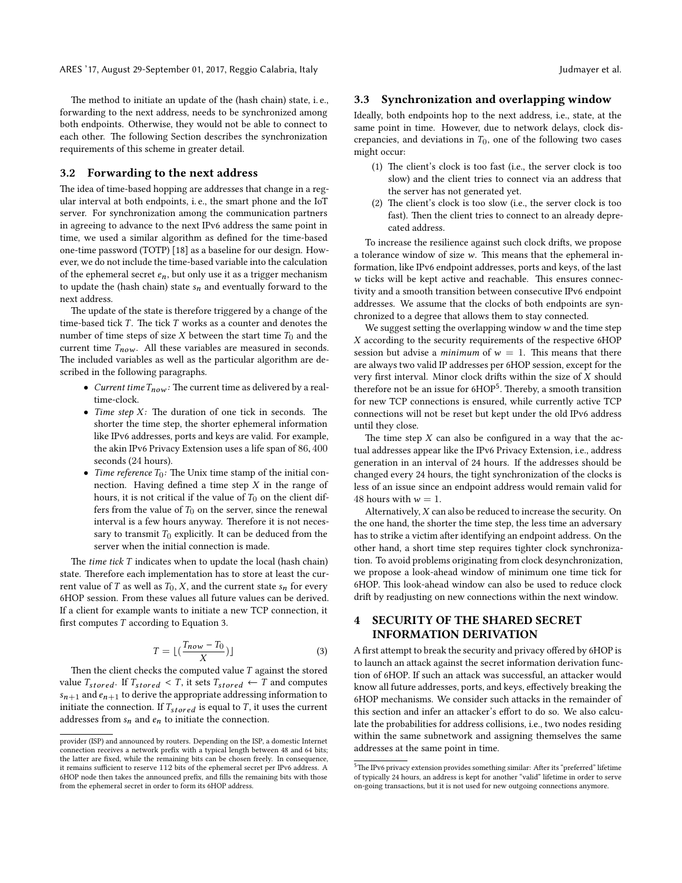The method to initiate an update of the (hash chain) state, i. e., forwarding to the next address, needs to be synchronized among both endpoints. Otherwise, they would not be able to connect to each other. The following Section describes the synchronization requirements of this scheme in greater detail.

### 3.2 Forwarding to the next address

The idea of time-based hopping are addresses that change in a regular interval at both endpoints, i. e., the smart phone and the IoT server. For synchronization among the communication partners in agreeing to advance to the next IPv6 address the same point in time, we used a similar algorithm as defined for the time-based one-time password (TOTP) [18] as a baseline for our design. However, we do not include the time-based variable into the calculation of the ephemeral secret $e_n$, but only use it as a trigger mechanism to update the (hash chain) state $s_n$ and eventually forward to the next address.

The update of the state is therefore triggered by a change of the time-based tick $T$. The tick $T$ works as a counter and denotes the number of time steps of size $X$ between the start time $T_0$ and the current time $T_{now}$. All these variables are measured in seconds. The included variables as well as the particular algorithm are described in the following paragraphs.

- *Current time* $T_{now}$*:* The current time as delivered by a real-time-clock.
- *Time step* $X$*:* The duration of one tick in seconds. The shorter the time step, the shorter ephemeral information like IPv6 addresses, ports and keys are valid. For example, the akin IPv6 Privacy Extension uses a life span of 86,400 seconds (24 hours).
- *Time reference* $T_0$*:* The Unix time stamp of the initial connection. Having defined a time step $X$ in the range of hours, it is not critical if the value of $T_0$ on the client differs from the value of $T_0$ on the server, since the renewal interval is a few hours anyway. Therefore it is not necessary to transmit $T_0$ explicitly. It can be deduced from the server when the initial connection is made.

The *time tick* $T$ indicates when to update the local (hash chain) state. Therefore each implementation has to store at least the current value of $T$ as well as $T_0$, $X$, and the current state $s_n$ for every 6HOP session. From these values all future values can be derived. If a client for example wants to initiate a new TCP connection, it first computes $T$ according to Equation 3.

$$T = \lfloor (\frac{T_{now} - T_0}{X}) \rfloor \tag{3}$$

Then the client checks the computed value $T$ against the stored value $T_{stored}$. If $T_{stored} < T$, it sets $T_{stored} \leftarrow T$ and computes $s_{n+1}$ and $e_{n+1}$ to derive the appropriate addressing information to initiate the connection. If $T_{stored}$ is equal to $T$, it uses the current addresses from $s_n$ and $e_n$ to initiate the connection.

provider (ISP) and announced by routers. Depending on the ISP, a domestic Internet connection receives a network prefix with a typical length between 48 and 64 bits; the latter are fixed, while the remaining bits can be chosen freely. In consequence, it remains sufficient to reserve 112 bits of the ephemeral secret per IPv6 address. A 6HOP node then takes the announced prefix, and fills the remaining bits with those from the ephemeral secret in order to form its 6HOP address.

### 3.3 Synchronization and overlapping window

Ideally, both endpoints hop to the next address, i.e., state, at the same point in time. However, due to network delays, clock discrepancies, and deviations in $T_0$, one of the following two cases might occur:

1. The client's clock is too fast (i.e., the server clock is too slow) and the client tries to connect via an address that the server has not generated yet.
2. The client's clock is too slow (i.e., the server clock is too fast). Then the client tries to connect to an already deprecated address.

To increase the resilience against such clock drifts, we propose a tolerance window of size $w$. This means that the ephemeral information, like IPv6 endpoint addresses, ports and keys, of the last $w$ ticks will be kept active and reachable. This ensures connectivity and a smooth transition between consecutive IPv6 endpoint addresses. We assume that the clocks of both endpoints are synchronized to a degree that allows them to stay connected.

We suggest setting the overlapping window $w$ and the time step $X$ according to the security requirements of the respective 6HOP session but advise a *minimum* of $w = 1$. This means that there are always two valid IP addresses per 6HOP session, except for the very first interval. Minor clock drifts within the size of $X$ should therefore not be an issue for 6HOP[5]. Thereby, a smooth transition for new TCP connections is ensured, while currently active TCP connections will not be reset but kept under the old IPv6 address until they close.

The time step $X$ can also be configured in a way that the actual addresses appear like the IPv6 Privacy Extension, i.e., address generation in an interval of 24 hours. If the addresses should be changed every 24 hours, the tight synchronization of the clocks is less of an issue since an endpoint address would remain valid for 48 hours with $w = 1$.

Alternatively, $X$ can also be reduced to increase the security. On the one hand, the shorter the time step, the less time an adversary has to strike a victim after identifying an endpoint address. On the other hand, a short time step requires tighter clock synchronization. To avoid problems originating from clock desynchronization, we propose a look-ahead window of minimum one time tick for 6HOP. This look-ahead window can also be used to reduce clock drift by readjusting on new connections within the next window.

## 4 SECURITY OF THE SHARED SECRET INFORMATION DERIVATION

A first attempt to break the security and privacy offered by 6HOP is to launch an attack against the secret information derivation function of 6HOP. If such an attack was successful, an attacker would know all future addresses, ports, and keys, effectively breaking the 6HOP mechanisms. We consider such attacks in the remainder of this section and infer an attacker's effort to do so. We also calculate the probabilities for address collisions, i.e., two nodes residing within the same subnetwork and assigning themselves the same addresses at the same point in time.

[5] The IPv6 privacy extension provides something similar: After its "preferred" lifetime of typically 24 hours, an address is kept for another "valid" lifetime in order to serve on-going transactions, but it is not used for new outgoing connections anymore.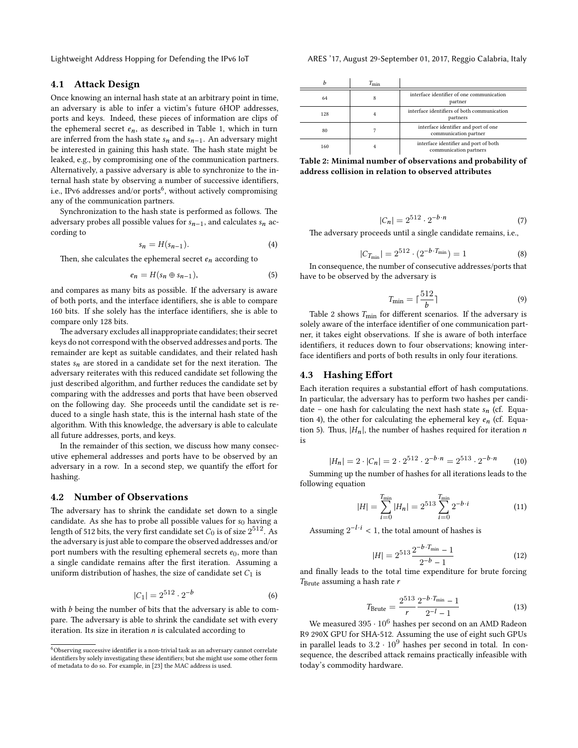### 4.1 Attack Design

Once knowing an internal hash state at an arbitrary point in time, an adversary is able to infer a victim's future 6HOP addresses, ports and keys. Indeed, these pieces of information are clips of the ephemeral secret $e_n$, as described in Table 1, which in turn are inferred from the hash state $s_n$ and $s_{n-1}$. An adversary might be interested in gaining this hash state. The hash state might be leaked, e.g., by compromising one of the communication partners. Alternatively, a passive adversary is able to synchronize to the internal hash state by observing a number of successive identifiers, i.e., IPv6 addresses and/or ports[6], without actively compromising any of the communication partners.

Synchronization to the hash state is performed as follows. The adversary probes all possible values for $s_{n-1}$, and calculates $s_n$ according to

$$s_n = H(s_{n-1}). \tag{4}$$

Then, she calculates the ephemeral secret $e_n$ according to

$$e_n = H(s_n \oplus s_{n-1}), \tag{5}$$

and compares as many bits as possible. If the adversary is aware of both ports, and the interface identifiers, she is able to compare 160 bits. If she solely has the interface identifiers, she is able to compare only 128 bits.

The adversary excludes all inappropriate candidates; their secret keys do not correspond with the observed addresses and ports. The remainder are kept as suitable candidates, and their related hash states $s_n$ are stored in a candidate set for the next iteration. The adversary reiterates with this reduced candidate set following the just described algorithm, and further reduces the candidate set by comparing with the addresses and ports that have been observed on the following day. She proceeds until the candidate set is reduced to a single hash state, this is the internal hash state of the algorithm. With this knowledge, the adversary is able to calculate all future addresses, ports, and keys.

In the remainder of this section, we discuss how many consecutive ephemeral addresses and ports have to be observed by an adversary in a row. In a second step, we quantify the effort for hashing.

### 4.2 Number of Observations

The adversary has to shrink the candidate set down to a single candidate. As she has to probe all possible values for $s_0$ having a length of 512 bits, the very first candidate set $C_0$ is of size $2^{512}$. As the adversary is just able to compare the observed addresses and/or port numbers with the resulting ephemeral secrets $e_0$, more than a single candidate remains after the first iteration. Assuming a uniform distribution of hashes, the size of candidate set $C_1$ is

$$|C_1| = 2^{512} \cdot 2^{-b} \tag{6}$$

with $b$ being the number of bits that the adversary is able to compare. The adversary is able to shrink the candidate set with every iteration. Its size in iteration $n$ is calculated according to

$$|C_n| = 2^{512} \cdot 2^{-b \cdot n} \tag{7}$$

The adversary proceeds until a single candidate remains, i.e.,

$$|C_{T_{\min}}| = 2^{512} \cdot (2^{-b \cdot T_{\min}}) = 1 \tag{8}$$

In consequence, the number of consecutive addresses/ports that have to be observed by the adversary is

$$T_{\min} = \lceil \frac{512}{b} \rceil \tag{9}$$

Table 2 shows $T_{\min}$ for different scenarios. If the adversary is solely aware of the interface identifier of one communication partner, it takes eight observations. If she is aware of both interface identifiers, it reduces down to four observations; knowing interface identifiers and ports of both results in only four iterations.

| $b$ | $T_{\min}$ | |
|---|---|---|
| 64 | 8 | interface identifier of one communication partner |
| 128 | 4 | interface identifiers of both communication partners |
| 80 | 7 | interface identifier and port of one communication partner |
| 160 | 4 | interface identifier and port of both communication partners |

**Table 2: Minimal number of observations and probability of address collision in relation to observed attributes**

### 4.3 Hashing Effort

Each iteration requires a substantial effort of hash computations. In particular, the adversary has to perform two hashes per candidate – one hash for calculating the next hash state $s_n$ (cf. Equation 4), the other for calculating the ephemeral key $e_n$ (cf. Equation 5). Thus, $|H_n|$, the number of hashes required for iteration $n$ is

$$|H_n| = 2 \cdot |C_n| = 2 \cdot 2^{512} \cdot 2^{-b \cdot n} = 2^{513} \cdot 2^{-b \cdot n} \tag{10}$$

Summing up the number of hashes for all iterations leads to the following equation

$$|H| = \sum_{i=0}^{T_{\min}} |H_n| = 2^{513} \sum_{i=0}^{T_{\min}} 2^{-b \cdot i} \tag{11}$$

Assuming $2^{-l \cdot i} < 1$, the total amount of hashes is

$$|H| = 2^{513} \frac{2^{-b \cdot T_{\min}} - 1}{2^{-b} - 1} \tag{12}$$

and finally leads to the total time expenditure for brute forcing $T_{\text{Brute}}$ assuming a hash rate $r$

$$T_{\text{Brute}} = \frac{2^{513}}{r} \frac{2^{-b \cdot T_{\min}} - 1}{2^{-l} - 1} \tag{13}$$

We measured $395 \cdot 10^6$ hashes per second on an AMD Radeon R9 290X GPU for SHA-512. Assuming the use of eight such GPUs in parallel leads to $3.2 \cdot 10^9$ hashes per second in total. In consequence, the described attack remains practically infeasible with today's commodity hardware.

[6] Observing successive identifier is a non-trivial task as an adversary cannot correlate identifiers by solely investigating these identifiers; but she might use some other form of metadata to do so. For example, in [23] the MAC address is used.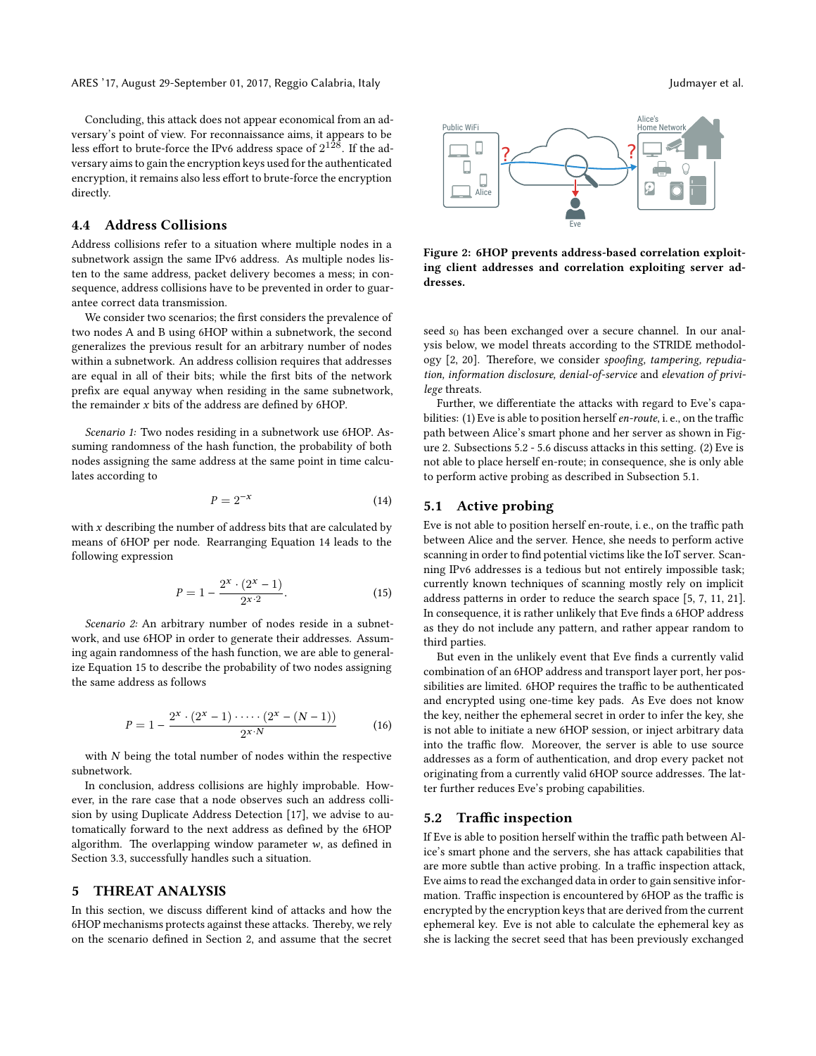Concluding, this attack does not appear economical from an adversary's point of view. For reconnaissance aims, it appears to be less effort to brute-force the IPv6 address space of $2^{128}$. If the adversary aims to gain the encryption keys used for the authenticated encryption, it remains also less effort to brute-force the encryption directly.

### 4.4 Address Collisions

Address collisions refer to a situation where multiple nodes in a subnetwork assign the same IPv6 address. As multiple nodes listen to the same address, packet delivery becomes a mess; in consequence, address collisions have to be prevented in order to guarantee correct data transmission.

We consider two scenarios; the first considers the prevalence of two nodes A and B using 6HOP within a subnetwork, the second generalizes the previous result for an arbitrary number of nodes within a subnetwork. An address collision requires that addresses are equal in all of their bits; while the first bits of the network prefix are equal anyway when residing in the same subnetwork, the remainder $x$ bits of the address are defined by 6HOP.

*Scenario 1:* Two nodes residing in a subnetwork use 6HOP. Assuming randomness of the hash function, the probability of both nodes assigning the same address at the same point in time calculates according to

$$P = 2^{-x} \tag{14}$$

with $x$ describing the number of address bits that are calculated by means of 6HOP per node. Rearranging Equation 14 leads to the following expression

$$P = 1 - \frac{2^x \cdot (2^x - 1)}{2^{x \cdot 2}}. \tag{15}$$

*Scenario 2:* An arbitrary number of nodes reside in a subnetwork, and use 6HOP in order to generate their addresses. Assuming again randomness of the hash function, we are able to generalize Equation 15 to describe the probability of two nodes assigning the same address as follows

$$P = 1 - \frac{2^x \cdot (2^x - 1) \cdot \cdots \cdot (2^x - (N-1))}{2^{x \cdot N}} \tag{16}$$

with $N$ being the total number of nodes within the respective subnetwork.

In conclusion, address collisions are highly improbable. However, in the rare case that a node observes such an address collision by using Duplicate Address Detection [17], we advise to automatically forward to the next address as defined by the 6HOP algorithm. The overlapping window parameter $w$, as defined in Section 3.3, successfully handles such a situation.

## 5 THREAT ANALYSIS

In this section, we discuss different kind of attacks and how the 6HOP mechanisms protects against these attacks. Thereby, we rely on the scenario defined in Section 2, and assume that the secret seed $s_0$ has been exchanged over a secure channel. In our analysis below, we model threats according to the STRIDE methodology [2, 20]. Therefore, we consider *spoofing, tampering, repudiation, information disclosure, denial-of-service* and *elevation of privilege* threats.

**Figure 2: 6HOP prevents address-based correlation exploiting client addresses and correlation exploiting server addresses.**

Further, we differentiate the attacks with regard to Eve's capabilities: (1) Eve is able to position herself *en-route*, i. e., on the traffic path between Alice's smart phone and her server as shown in Figure 2. Subsections 5.2 - 5.6 discuss attacks in this setting. (2) Eve is not able to place herself en-route; in consequence, she is only able to perform active probing as described in Subsection 5.1.

### 5.1 Active probing

Eve is not able to position herself en-route, i. e., on the traffic path between Alice and the server. Hence, she needs to perform active scanning in order to find potential victims like the IoT server. Scanning IPv6 addresses is a tedious but not entirely impossible task; currently known techniques of scanning mostly rely on implicit address patterns in order to reduce the search space [5, 7, 11, 21]. In consequence, it is rather unlikely that Eve finds a 6HOP address as they do not include any pattern, and rather appear random to third parties.

But even in the unlikely event that Eve finds a currently valid combination of an 6HOP address and transport layer port, her possibilities are limited. 6HOP requires the traffic to be authenticated and encrypted using one-time key pads. As Eve does not know the key, neither the ephemeral secret in order to infer the key, she is not able to initiate a new 6HOP session, or inject arbitrary data into the traffic flow. Moreover, the server is able to use source addresses as a form of authentication, and drop every packet not originating from a currently valid 6HOP source addresses. The latter further reduces Eve's probing capabilities.

### 5.2 Traffic inspection

If Eve is able to position herself within the traffic path between Alice's smart phone and the servers, she has attack capabilities that are more subtle than active probing. In a traffic inspection attack, Eve aims to read the exchanged data in order to gain sensitive information. Traffic inspection is encountered by 6HOP as the traffic is encrypted by the encryption keys that are derived from the current ephemeral key. Eve is not able to calculate the ephemeral key as she is lacking the secret seed that has been previously exchanged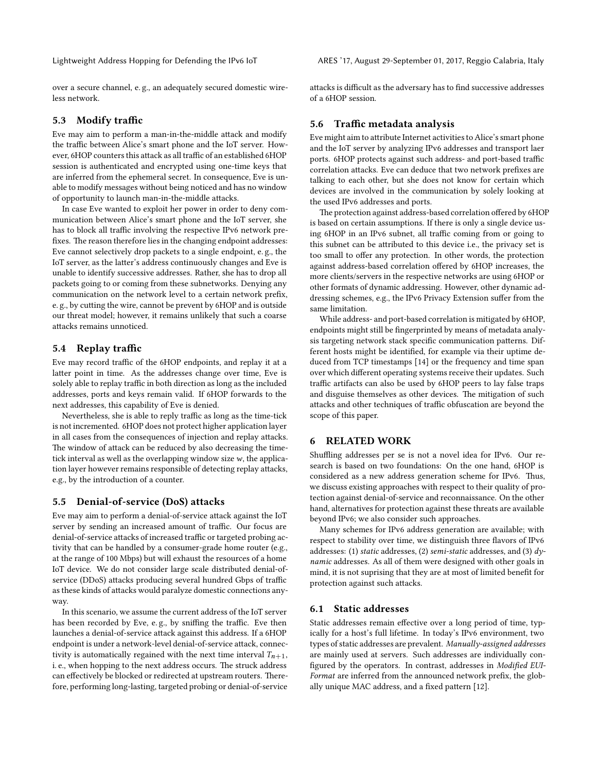over a secure channel, e. g., an adequately secured domestic wireless network.

### 5.3 Modify traffic

Eve may aim to perform a man-in-the-middle attack and modify the traffic between Alice's smart phone and the IoT server. However, 6HOP counters this attack as all traffic of an established 6HOP session is authenticated and encrypted using one-time keys that are inferred from the ephemeral secret. In consequence, Eve is unable to modify messages without being noticed and has no window of opportunity to launch man-in-the-middle attacks.

In case Eve wanted to exploit her power in order to deny communication between Alice's smart phone and the IoT server, she has to block all traffic involving the respective IPv6 network prefixes. The reason therefore lies in the changing endpoint addresses: Eve cannot selectively drop packets to a single endpoint, e. g., the IoT server, as the latter's address continuously changes and Eve is unable to identify successive addresses. Rather, she has to drop all packets going to or coming from these subnetworks. Denying any communication on the network level to a certain network prefix, e. g., by cutting the wire, cannot be prevent by 6HOP and is outside our threat model; however, it remains unlikely that such a coarse attacks remains unnoticed.

### 5.4 Replay traffic

Eve may record traffic of the 6HOP endpoints, and replay it at a latter point in time. As the addresses change over time, Eve is solely able to replay traffic in both direction as long as the included addresses, ports and keys remain valid. If 6HOP forwards to the next addresses, this capability of Eve is denied.

Nevertheless, she is able to reply traffic as long as the time-tick is not incremented. 6HOP does not protect higher application layer in all cases from the consequences of injection and replay attacks. The window of attack can be reduced by also decreasing the time-tick interval as well as the overlapping window size $w$, the application layer however remains responsible of detecting replay attacks, e.g., by the introduction of a counter.

### 5.5 Denial-of-service (DoS) attacks

Eve may aim to perform a denial-of-service attack against the IoT server by sending an increased amount of traffic. Our focus are denial-of-service attacks of increased traffic or targeted probing activity that can be handled by a consumer-grade home router (e.g., at the range of 100 Mbps) but will exhaust the resources of a home IoT device. We do not consider large scale distributed denial-of-service (DDoS) attacks producing several hundred Gbps of traffic as these kinds of attacks would paralyze domestic connections anyway.

In this scenario, we assume the current address of the IoT server has been recorded by Eve, e. g., by sniffing the traffic. Eve then launches a denial-of-service attack against this address. If a 6HOP endpoint is under a network-level denial-of-service attack, connectivity is automatically regained with the next time interval $T_{n+1}$, i. e., when hopping to the next address occurs. The struck address can effectively be blocked or redirected at upstream routers. Therefore, performing long-lasting, targeted probing or denial-of-service attacks is difficult as the adversary has to find successive addresses of a 6HOP session.

### 5.6 Traffic metadata analysis

Eve might aim to attribute Internet activities to Alice's smart phone and the IoT server by analyzing IPv6 addresses and transport laer ports. 6HOP protects against such address- and port-based traffic correlation attacks. Eve can deduce that two network prefixes are talking to each other, but she does not know for certain which devices are involved in the communication by solely looking at the used IPv6 addresses and ports.

The protection against address-based correlation offered by 6HOP is based on certain assumptions. If there is only a single device using 6HOP in an IPv6 subnet, all traffic coming from or going to this subnet can be attributed to this device i.e., the privacy set is too small to offer any protection. In other words, the protection against address-based correlation offered by 6HOP increases, the more clients/servers in the respective networks are using 6HOP or other formats of dynamic addressing. However, other dynamic addressing schemes, e.g., the IPv6 Privacy Extension suffer from the same limitation.

While address- and port-based correlation is mitigated by 6HOP, endpoints might still be fingerprinted by means of metadata analysis targeting network stack specific communication patterns. Different hosts might be identified, for example via their uptime deduced from TCP timestamps [14] or the frequency and time span over which different operating systems receive their updates. Such traffic artifacts can also be used by 6HOP peers to lay false traps and disguise themselves as other devices. The mitigation of such attacks and other techniques of traffic obfuscation are beyond the scope of this paper.

## 6 RELATED WORK

Shuffling addresses per se is not a novel idea for IPv6. Our research is based on two foundations: On the one hand, 6HOP is considered as a new address generation scheme for IPv6. Thus, we discuss existing approaches with respect to their quality of protection against denial-of-service and reconnaissance. On the other hand, alternatives for protection against these threats are available beyond IPv6; we also consider such approaches.

Many schemes for IPv6 address generation are available; with respect to stability over time, we distinguish three flavors of IPv6 addresses: (1) *static* addresses, (2) *semi-static* addresses, and (3) *dynamic* addresses. As all of them were designed with other goals in mind, it is not suprising that they are at most of limited benefit for protection against such attacks.

### 6.1 Static addresses

Static addresses remain effective over a long period of time, typically for a host's full lifetime. In today's IPv6 environment, two types of static addresses are prevalent. *Manually-assigned addresses* are mainly used at servers. Such addresses are individually configured by the operators. In contrast, addresses in *Modified EUI-Format* are inferred from the announced network prefix, the globally unique MAC address, and a fixed pattern [12].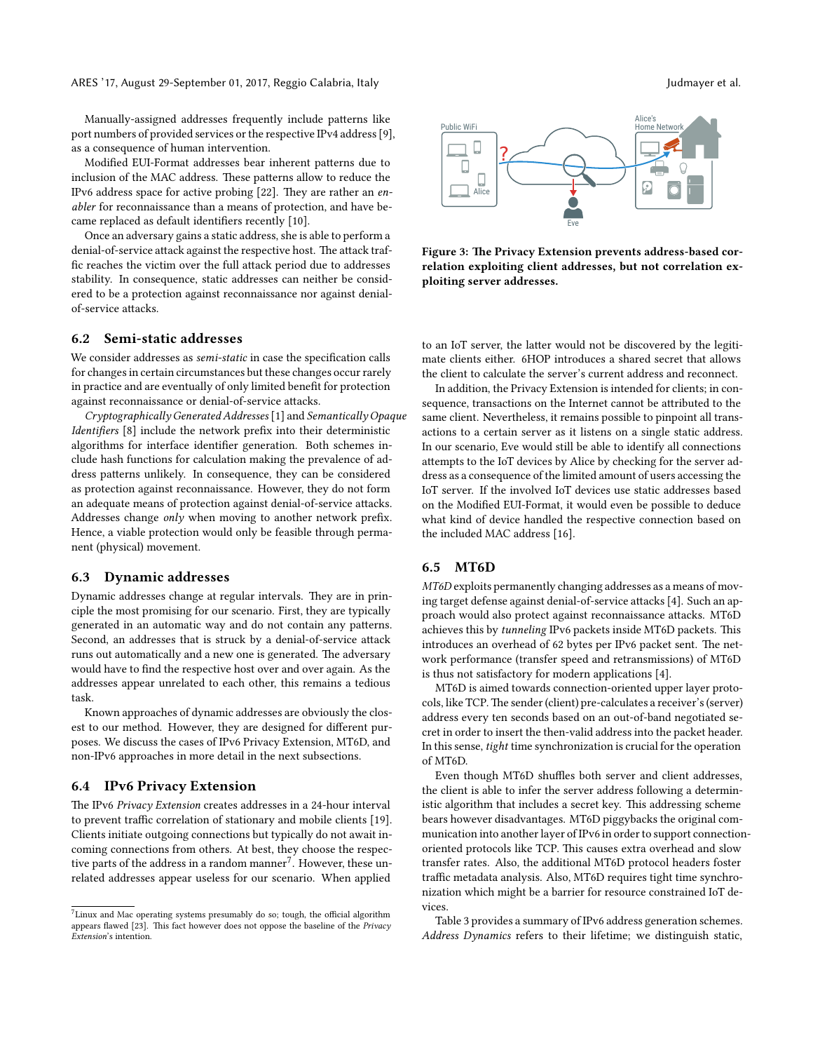Manually-assigned addresses frequently include patterns like port numbers of provided services or the respective IPv4 address [9], as a consequence of human intervention.

Modified EUI-Format addresses bear inherent patterns due to inclusion of the MAC address. These patterns allow to reduce the IPv6 address space for active probing [22]. They are rather an *enabler* for reconnaissance than a means of protection, and have became replaced as default identifiers recently [10].

Once an adversary gains a static address, she is able to perform a denial-of-service attack against the respective host. The attack traffic reaches the victim over the full attack period due to addresses stability. In consequence, static addresses can neither be considered to be a protection against reconnaissance nor against denial-of-service attacks.

### 6.2 Semi-static addresses

We consider addresses as *semi-static* in case the specification calls for changes in certain circumstances but these changes occur rarely in practice and are eventually of only limited benefit for protection against reconnaissance or denial-of-service attacks.

*Cryptographically Generated Addresses* [1] and *Semantically Opaque Identifiers* [8] include the network prefix into their deterministic algorithms for interface identifier generation. Both schemes include hash functions for calculation making the prevalence of address patterns unlikely. In consequence, they can be considered as protection against reconnaissance. However, they do not form an adequate means of protection against denial-of-service attacks. Addresses change *only* when moving to another network prefix. Hence, a viable protection would only be feasible through permanent (physical) movement.

### 6.3 Dynamic addresses

Dynamic addresses change at regular intervals. They are in principle the most promising for our scenario. First, they are typically generated in an automatic way and do not contain any patterns. Second, an addresses that is struck by a denial-of-service attack runs out automatically and a new one is generated. The adversary would have to find the respective host over and over again. As the addresses appear unrelated to each other, this remains a tedious task.

Known approaches of dynamic addresses are obviously the closest to our method. However, they are designed for different purposes. We discuss the cases of IPv6 Privacy Extension, MT6D, and non-IPv6 approaches in more detail in the next subsections.

### 6.4 IPv6 Privacy Extension

The IPv6 *Privacy Extension* creates addresses in a 24-hour interval to prevent traffic correlation of stationary and mobile clients [19]. Clients initiate outgoing connections but typically do not await incoming connections from others. At best, they choose the respective parts of the address in a random manner[7]. However, these unrelated addresses appear useless for our scenario. When applied to an IoT server, the latter would not be discovered by the legitimate clients either. 6HOP introduces a shared secret that allows the client to calculate the server's current address and reconnect.

[7] Linux and Mac operating systems presumably do so; tough, the official algorithm appears flawed [23]. This fact however does not oppose the baseline of the *Privacy Extension*'s intention.

**Figure 3: The Privacy Extension prevents address-based correlation exploiting client addresses, but not correlation exploiting server addresses.**

In addition, the Privacy Extension is intended for clients; in consequence, transactions on the Internet cannot be attributed to the same client. Nevertheless, it remains possible to pinpoint all transactions to a certain server as it listens on a single static address. In our scenario, Eve would still be able to identify all connections attempts to the IoT devices by Alice by checking for the server address as a consequence of the limited amount of users accessing the IoT server. If the involved IoT devices use static addresses based on the Modified EUI-Format, it would even be possible to deduce what kind of device handled the respective connection based on the included MAC address [16].

### 6.5 MT6D

*MT6D* exploits permanently changing addresses as a means of moving target defense against denial-of-service attacks [4]. Such an approach would also protect against reconnaissance attacks. MT6D achieves this by *tunneling* IPv6 packets inside MT6D packets. This introduces an overhead of 62 bytes per IPv6 packet sent. The network performance (transfer speed and retransmissions) of MT6D is thus not satisfactory for modern applications [4].

MT6D is aimed towards connection-oriented upper layer protocols, like TCP. The sender (client) pre-calculates a receiver's (server) address every ten seconds based on an out-of-band negotiated secret in order to insert the then-valid address into the packet header. In this sense, *tight* time synchronization is crucial for the operation of MT6D.

Even though MT6D shuffles both server and client addresses, the client is able to infer the server address following a deterministic algorithm that includes a secret key. This addressing scheme bears however disadvantages. MT6D piggybacks the original communication into another layer of IPv6 in order to support connection-oriented protocols like TCP. This causes extra overhead and slow transfer rates. Also, the additional MT6D protocol headers foster traffic metadata analysis. Also, MT6D requires tight time synchronization which might be a barrier for resource constrained IoT devices.

Table 3 provides a summary of IPv6 address generation schemes. *Address Dynamics* refers to their lifetime; we distinguish static,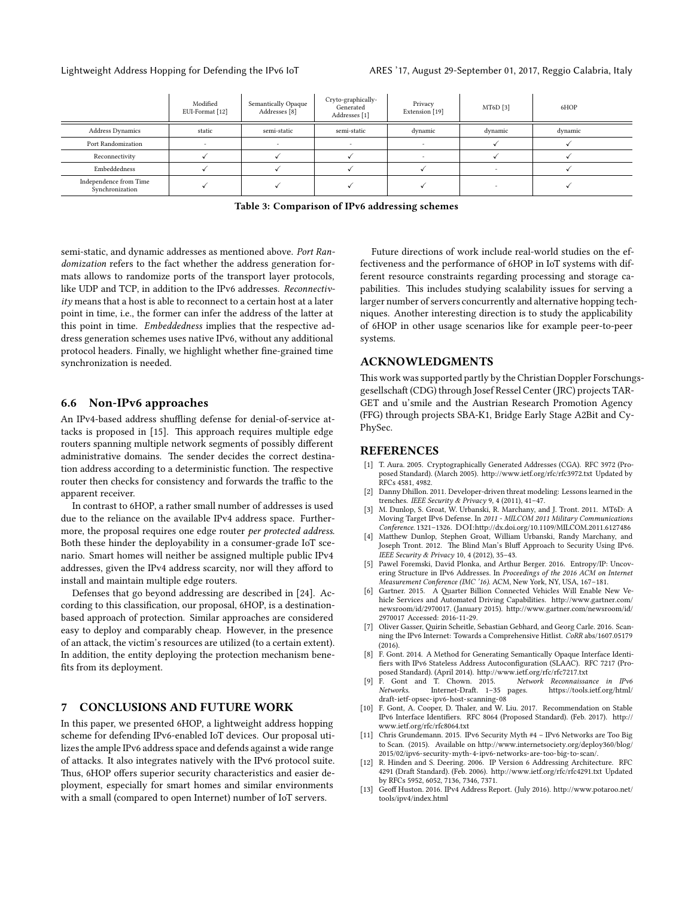| | Modified EUI-Format [12] | Semantically Opaque Addresses [8] | Cryto-graphically-Generated Addresses [1] | Privacy Extension [19] | MT6D [3] | 6HOP |
|---|---|---|---|---|---|---|
| Address Dynamics | static | semi-static | semi-static | dynamic | dynamic | dynamic |
| Port Randomization | - | - | - | - | ✓ | ✓ |
| Reconnectivity | ✓ | ✓ | ✓ | - | ✓ | ✓ |
| Embeddedness | ✓ | ✓ | ✓ | ✓ | - | ✓ |
| Independence from Time Synchronization | ✓ | ✓ | ✓ | ✓ | - | ✓ |

**Table 3: Comparison of IPv6 addressing schemes**

semi-static, and dynamic addresses as mentioned above. *Port Randomization* refers to the fact whether the address generation formats allows to randomize ports of the transport layer protocols, like UDP and TCP, in addition to the IPv6 addresses. *Reconnectivity* means that a host is able to reconnect to a certain host at a later point in time, i.e., the former can infer the address of the latter at this point in time. *Embeddedness* implies that the respective address generation schemes uses native IPv6, without any additional protocol headers. Finally, we highlight whether fine-grained time synchronization is needed.

### 6.6 Non-IPv6 approaches

An IPv4-based address shuffling defense for denial-of-service attacks is proposed in [15]. This approach requires multiple edge routers spanning multiple network segments of possibly different administrative domains. The sender decides the correct destination address according to a deterministic function. The respective router then checks for consistency and forwards the traffic to the apparent receiver.

In contrast to 6HOP, a rather small number of addresses is used due to the reliance on the available IPv4 address space. Furthermore, the proposal requires one edge router *per protected address*. Both these hinder the deployability in a consumer-grade IoT scenario. Smart homes will neither be assigned multiple public IPv4 addresses, given the IPv4 address scarcity, nor will they afford to install and maintain multiple edge routers.

Defenses that go beyond addressing are described in [24]. According to this classification, our proposal, 6HOP, is a destination-based approach of protection. Similar approaches are considered easy to deploy and comparably cheap. However, in the presence of an attack, the victim's resources are utilized (to a certain extent). In addition, the entity deploying the protection mechanism benefits from its deployment.

## 7 CONCLUSIONS AND FUTURE WORK

In this paper, we presented 6HOP, a lightweight address hopping scheme for defending IPv6-enabled IoT devices. Our proposal utilizes the ample IPv6 address space and defends against a wide range of attacks. It also integrates natively with the IPv6 protocol suite. Thus, 6HOP offers superior security characteristics and easier deployment, especially for smart homes and similar environments with a small (compared to open Internet) number of IoT servers.

Future directions of work include real-world studies on the effectiveness and the performance of 6HOP in IoT systems with different resource constraints regarding processing and storage capabilities. This includes studying scalability issues for serving a larger number of servers concurrently and alternative hopping techniques. Another interesting direction is to study the applicability of 6HOP in other usage scenarios like for example peer-to-peer systems.

## ACKNOWLEDGMENTS

This work was supported partly by the Christian Doppler Forschungsgesellschaft (CDG) through Josef Ressel Center (JRC) projects TARGET and u'smile and the Austrian Research Promotion Agency (FFG) through projects SBA-K1, Bridge Early Stage A2Bit and CyPhySec.

## REFERENCES

[1] T. Aura. 2005. Cryptographically Generated Addresses (CGA). RFC 3972 (Proposed Standard). (March 2005). http://www.ietf.org/rfc/rfc3972.txt Updated by RFCs 4581, 4982.

[2] Danny Dhillon. 2011. Developer-driven threat modeling: Lessons learned in the trenches. *IEEE Security & Privacy* 9, 4 (2011), 41–47.

[3] M. Dunlop, S. Groat, W. Urbanski, R. Marchany, and J. Tront. 2011. MT6D: A Moving Target IPv6 Defense. In *2011 - MILCOM 2011 Military Communications Conference*. 1321–1326. DOI:http://dx.doi.org/10.1109/MILCOM.2011.6127486

[4] Matthew Dunlop, Stephen Groat, William Urbanski, Randy Marchany, and Joseph Tront. 2012. The Blind Man's Bluff Approach to Security Using IPv6. *IEEE Security & Privacy* 10, 4 (2012), 35–43.

[5] Pawel Foremski, David Plonka, and Arthur Berger. 2016. Entropy/IP: Uncovering Structure in IPv6 Addresses. In *Proceedings of the 2016 ACM on Internet Measurement Conference (IMC '16)*. ACM, New York, NY, USA, 167–181.

[6] Gartner. 2015. A Quarter Billion Connected Vehicles Will Enable New Vehicle Services and Automated Driving Capabilities. http://www.gartner.com/newsroom/id/2970017. (January 2015). http://www.gartner.com/newsroom/id/2970017 Accessed: 2016-11-29.

[7] Oliver Gasser, Quirin Scheitle, Sebastian Gebhard, and Georg Carle. 2016. Scanning the IPv6 Internet: Towards a Comprehensive Hitlist. *CoRR* abs/1607.05179 (2016).

[8] F. Gont. 2014. A Method for Generating Semantically Opaque Interface Identifiers with IPv6 Stateless Address Autoconfiguration (SLAAC). RFC 7217 (Proposed Standard). (April 2014). http://www.ietf.org/rfc/rfc7217.txt

[9] F. Gont and T. Chown. 2015. *Network Reconnaissance in IPv6 Networks*. Internet-Draft. 1–35 pages. https://tools.ietf.org/html/draft-ietf-opsec-ipv6-host-scanning-08

[10] F. Gont, A. Cooper, D. Thaler, and W. Liu. 2017. Recommendation on Stable IPv6 Interface Identifiers. RFC 8064 (Proposed Standard). (Feb. 2017). http://www.ietf.org/rfc/rfc8064.txt

[11] Chris Grundemann. 2015. IPv6 Security Myth #4 – IPv6 Networks are Too Big to Scan. (2015). Available on http://www.internetsociety.org/deploy360/blog/2015/02/ipv6-security-myth-4-ipv6-networks-are-too-big-to-scan/.

[12] R. Hinden and S. Deering. 2006. IP Version 6 Addressing Architecture. RFC 4291 (Draft Standard). (Feb. 2006). http://www.ietf.org/rfc/rfc4291.txt Updated by RFCs 5952, 6052, 7136, 7346, 7371.

[13] Geoff Huston. 2016. IPv4 Address Report. (July 2016). http://www.potaroo.net/tools/ipv4/index.html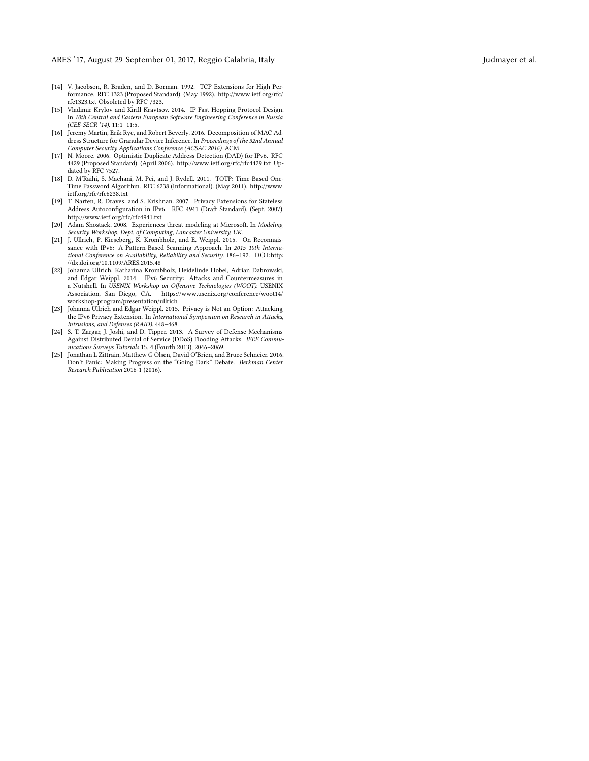- [14] V. Jacobson, R. Braden, and D. Borman. 1992. TCP Extensions for High Performance. RFC 1323 (Proposed Standard). (May 1992). http://www.ietf.org/rfc/rfc1323.txt Obsoleted by RFC 7323.
- [15] Vladimir Krylov and Kirill Kravtsov. 2014. IP Fast Hopping Protocol Design. In *10th Central and Eastern European Software Engineering Conference in Russia (CEE-SECR '14)*. 11:1–11:5.
- [16] Jeremy Martin, Erik Rye, and Robert Beverly. 2016. Decomposition of MAC Address Structure for Granular Device Inference. In *Proceedings of the 32nd Annual Computer Security Applications Conference (ACSAC 2016)*. ACM.
- [17] N. Moore. 2006. Optimistic Duplicate Address Detection (DAD) for IPv6. RFC 4429 (Proposed Standard). (April 2006). http://www.ietf.org/rfc/rfc4429.txt Updated by RFC 7527.
- [18] D. M'Raihi, S. Machani, M. Pei, and J. Rydell. 2011. TOTP: Time-Based One-Time Password Algorithm. RFC 6238 (Informational). (May 2011). http://www.ietf.org/rfc/rfc6238.txt
- [19] T. Narten, R. Draves, and S. Krishnan. 2007. Privacy Extensions for Stateless Address Autoconfiguration in IPv6. RFC 4941 (Draft Standard). (Sept. 2007). http://www.ietf.org/rfc/rfc4941.txt
- [20] Adam Shostack. 2008. Experiences threat modeling at Microsoft. In *Modeling Security Workshop. Dept. of Computing, Lancaster University, UK*.
- [21] J. Ullrich, P. Kieseberg, K. Krombholz, and E. Weippl. 2015. On Reconnaissance with IPv6: A Pattern-Based Scanning Approach. In *2015 10th International Conference on Availability, Reliability and Security*. 186–192. DOI:http://dx.doi.org/10.1109/ARES.2015.48
- [22] Johanna Ullrich, Katharina Krombholz, Heidelinde Hobel, Adrian Dabrowski, and Edgar Weippl. 2014. IPv6 Security: Attacks and Countermeasures in a Nutshell. In *USENIX Workshop on Offensive Technologies (WOOT)*. USENIX Association, San Diego, CA. https://www.usenix.org/conference/woot14/workshop-program/presentation/ullrich
- [23] Johanna Ullrich and Edgar Weippl. 2015. Privacy is Not an Option: Attacking the IPv6 Privacy Extension. In *International Symposium on Research in Attacks, Intrusions, and Defenses (RAID)*. 448–468.
- [24] S. T. Zargar, J. Joshi, and D. Tipper. 2013. A Survey of Defense Mechanisms Against Distributed Denial of Service (DDoS) Flooding Attacks. *IEEE Communications Surveys Tutorials* 15, 4 (Fourth 2013), 2046–2069.
- [25] Jonathan L Zittrain, Matthew G Olsen, David O'Brien, and Bruce Schneier. 2016. Don't Panic: Making Progress on the "Going Dark" Debate. *Berkman Center Research Publication* 2016-1 (2016).